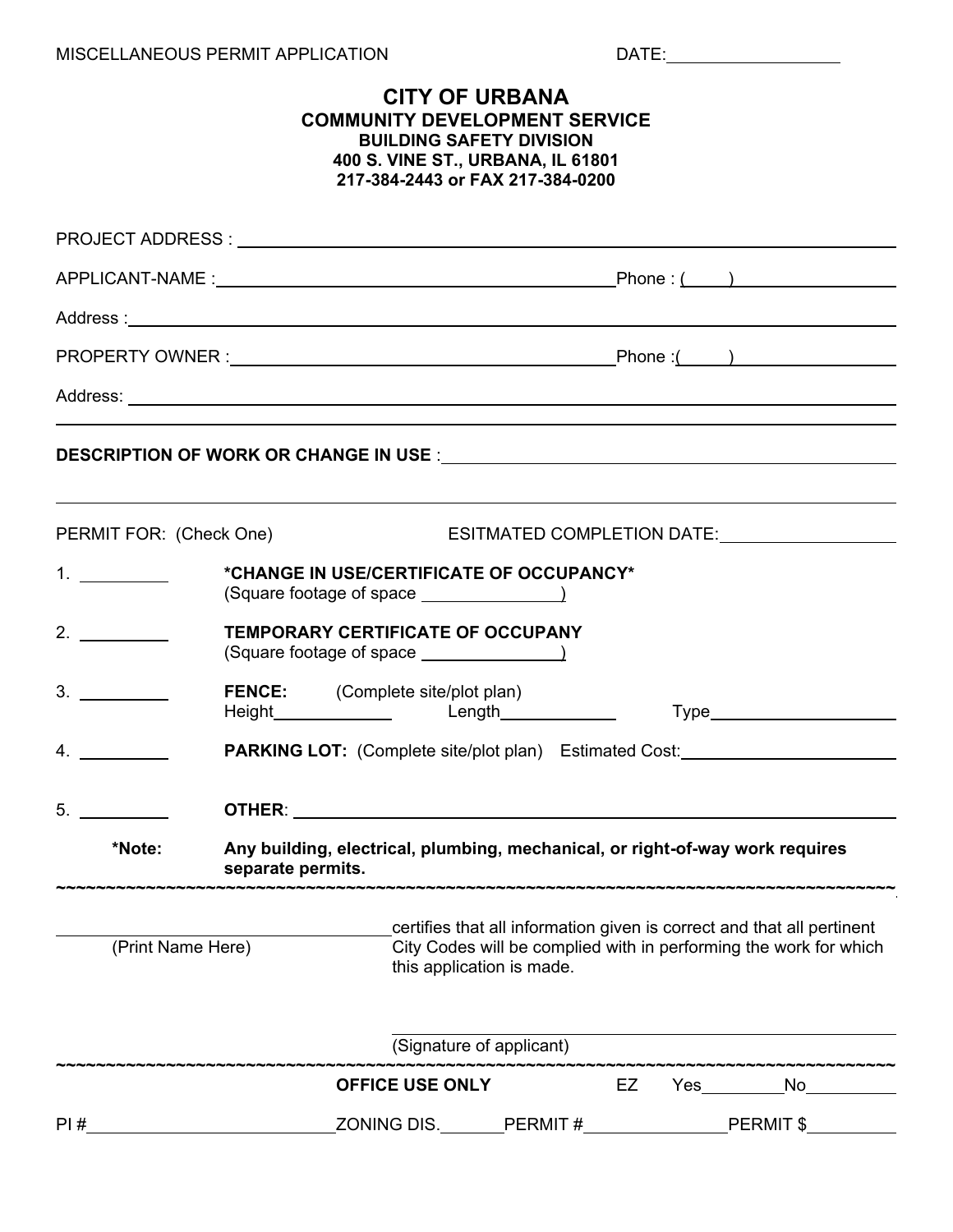MISCELLANEOUS PERMIT APPLICATION DATE:__________________

# CITY OF URBANA

## COMMUNITY DEVELOPMENT SERVICE

### BUILDING SAFETY DIVISION

### 400 S. VINE ST., URBANA, IL 61801

### 217-384-2443 or FAX 217-384-0200

PROJECT ADDRESS : ______________________________________________________________

APPLICANT-NAME : ________________________________________ Phone : (     ) ______________

Address : _____________________________________________________________________

PROPERTY OWNER : ________________________________________ Phone :(     ) ______________

Address: ______________________________________________________________________

_______________________________________________________________________________

**DESCRIPTION OF WORK OR CHANGE IN USE** : ____________________________________________

_______________________________________________________________________________

PERMIT FOR: (Check One) ESITMATED COMPLETION DATE:__________________

1. ________ ***CHANGE IN USE/CERTIFICATE OF OCCUPANCY***
   (Square footage of space ______________)

2. ________ **TEMPORARY CERTIFICATE OF OCCUPANY**
   (Square footage of space ______________)

3. ________ **FENCE:** (Complete site/plot plan)
   Height____________ Length____________ Type____________________

4. ________ **PARKING LOT:** (Complete site/plot plan) Estimated Cost:____________________

5. ________ **OTHER**: ____________________________________________________________

**\*Note: Any building, electrical, plumbing, mechanical, or right-of-way work requires separate permits.**

~~~~~~~~~~~~~~~~~~~~~~~~~~~~~~~~~~~~~~~~~~~~~~~~~~~~~~~~~~~~~~~~~~~~~~~~~~~~~~~~

______________________________ certifies that all information given is correct and that all pertinent City Codes will be complied with in performing the work for which this application is made.
(Print Name Here)

______________________________
(Signature of applicant)

~~~~~~~~~~~~~~~~~~~~~~~~~~~~~~~~~~~~~~~~~~~~~~~~~~~~~~~~~~~~~~~~~~~~~~~~~~~~~~~~

**OFFICE USE ONLY** EZ Yes________ No________

PI #______________________ ZONING DIS.________ PERMIT #______________ PERMIT $__________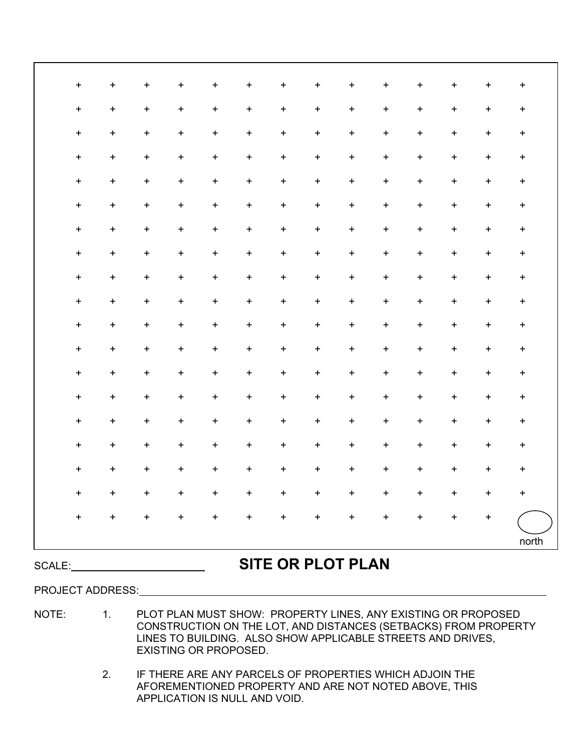north

SCALE: ______________________

## SITE OR PLOT PLAN

PROJECT ADDRESS: ______________________________________________________________

NOTE:

1. PLOT PLAN MUST SHOW: PROPERTY LINES, ANY EXISTING OR PROPOSED CONSTRUCTION ON THE LOT, AND DISTANCES (SETBACKS) FROM PROPERTY LINES TO BUILDING. ALSO SHOW APPLICABLE STREETS AND DRIVES, EXISTING OR PROPOSED.

2. IF THERE ARE ANY PARCELS OF PROPERTIES WHICH ADJOIN THE AFOREMENTIONED PROPERTY AND ARE NOT NOTED ABOVE, THIS APPLICATION IS NULL AND VOID.